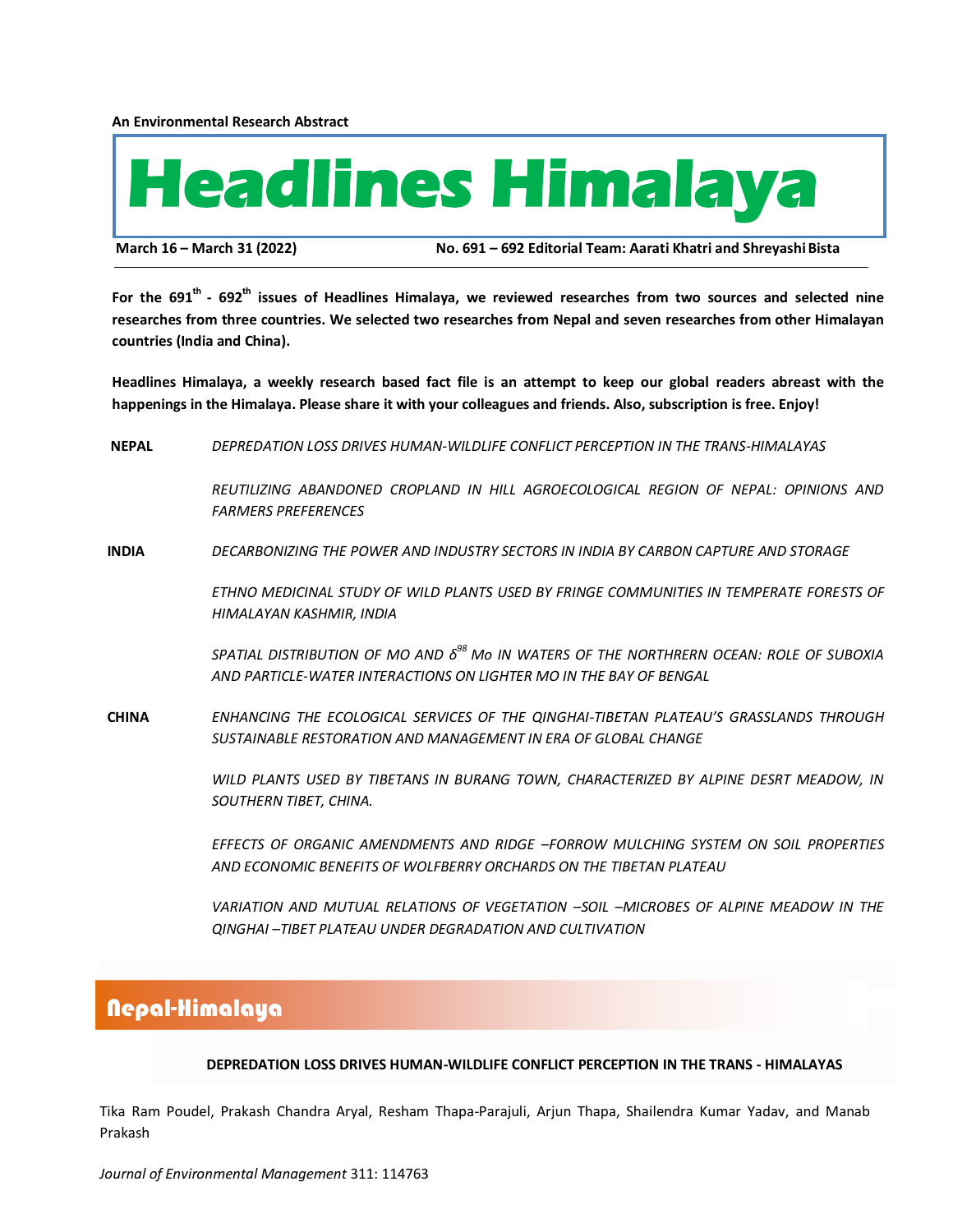An Environmental Research Abstract

# Headlines Himalaya

**March 16 – March 31 (2022)** **No. 691 – 692 Editorial Team: Aarati Khatri and Shreyashi Bista**

**For the 691th - 692th issues of Headlines Himalaya, we reviewed researches from two sources and selected nine researches from three countries. We selected two researches from Nepal and seven researches from other Himalayan countries (India and China).**

**Headlines Himalaya, a weekly research based fact file is an attempt to keep our global readers abreast with the happenings in the Himalaya. Please share it with your colleagues and friends. Also, subscription is free. Enjoy!**

**NEPAL**

*DEPREDATION LOSS DRIVES HUMAN-WILDLIFE CONFLICT PERCEPTION IN THE TRANS-HIMALAYAS*

*REUTILIZING ABANDONED CROPLAND IN HILL AGROECOLOGICAL REGION OF NEPAL: OPINIONS AND FARMERS PREFERENCES*

**INDIA**

*DECARBONIZING THE POWER AND INDUSTRY SECTORS IN INDIA BY CARBON CAPTURE AND STORAGE*

*ETHNO MEDICINAL STUDY OF WILD PLANTS USED BY FRINGE COMMUNITIES IN TEMPERATE FORESTS OF HIMALAYAN KASHMIR, INDIA*

*SPATIAL DISTRIBUTION OF MO AND $\delta^{98}$ Mo IN WATERS OF THE NORTHRERN OCEAN: ROLE OF SUBOXIA AND PARTICLE-WATER INTERACTIONS ON LIGHTER MO IN THE BAY OF BENGAL*

**CHINA**

*ENHANCING THE ECOLOGICAL SERVICES OF THE QINGHAI-TIBETAN PLATEAU'S GRASSLANDS THROUGH SUSTAINABLE RESTORATION AND MANAGEMENT IN ERA OF GLOBAL CHANGE*

*WILD PLANTS USED BY TIBETANS IN BURANG TOWN, CHARACTERIZED BY ALPINE DESRT MEADOW, IN SOUTHERN TIBET, CHINA.*

*EFFECTS OF ORGANIC AMENDMENTS AND RIDGE –FORROW MULCHING SYSTEM ON SOIL PROPERTIES AND ECONOMIC BENEFITS OF WOLFBERRY ORCHARDS ON THE TIBETAN PLATEAU*

*VARIATION AND MUTUAL RELATIONS OF VEGETATION –SOIL –MICROBES OF ALPINE MEADOW IN THE QINGHAI –TIBET PLATEAU UNDER DEGRADATION AND CULTIVATION*

## Nepal-Himalaya

### DEPREDATION LOSS DRIVES HUMAN-WILDLIFE CONFLICT PERCEPTION IN THE TRANS - HIMALAYAS

Tika Ram Poudel, Prakash Chandra Aryal, Resham Thapa-Parajuli, Arjun Thapa, Shailendra Kumar Yadav, and Manab Prakash

*Journal of Environmental Management* 311: 114763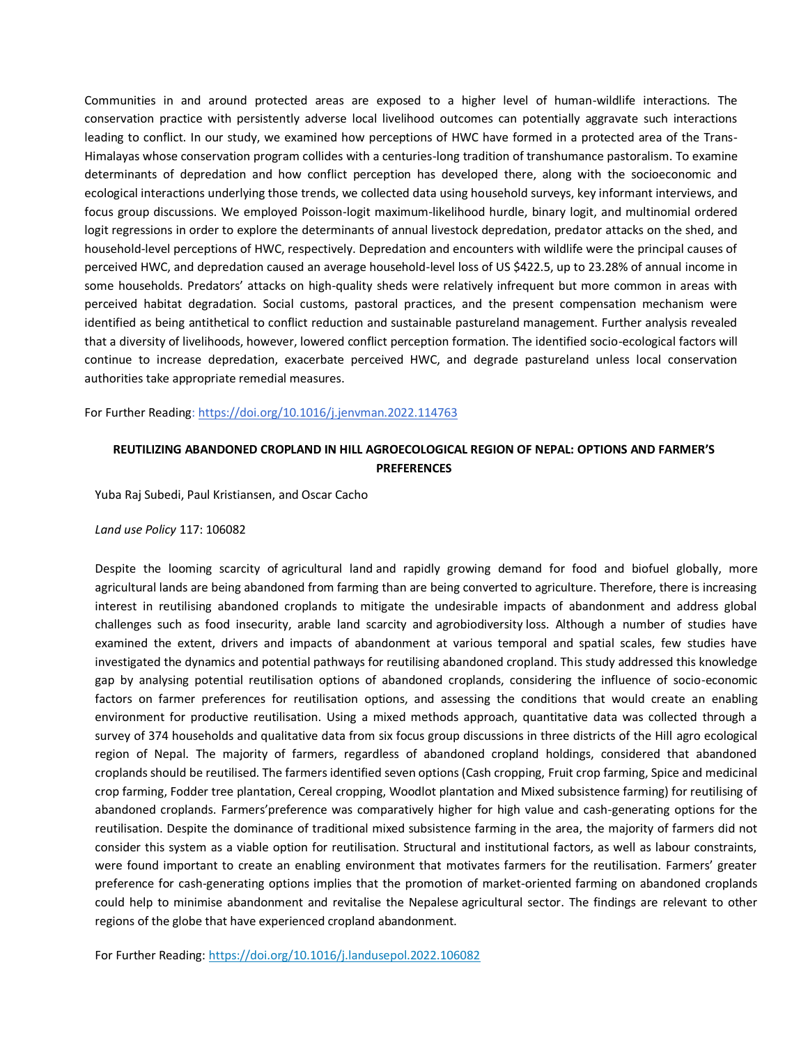Communities in and around protected areas are exposed to a higher level of human-wildlife interactions. The conservation practice with persistently adverse local livelihood outcomes can potentially aggravate such interactions leading to conflict. In our study, we examined how perceptions of HWC have formed in a protected area of the Trans-Himalayas whose conservation program collides with a centuries-long tradition of transhumance pastoralism. To examine determinants of depredation and how conflict perception has developed there, along with the socioeconomic and ecological interactions underlying those trends, we collected data using household surveys, key informant interviews, and focus group discussions. We employed Poisson-logit maximum-likelihood hurdle, binary logit, and multinomial ordered logit regressions in order to explore the determinants of annual livestock depredation, predator attacks on the shed, and household-level perceptions of HWC, respectively. Depredation and encounters with wildlife were the principal causes of perceived HWC, and depredation caused an average household-level loss of US $422.5, up to 23.28% of annual income in some households. Predators' attacks on high-quality sheds were relatively infrequent but more common in areas with perceived habitat degradation. Social customs, pastoral practices, and the present compensation mechanism were identified as being antithetical to conflict reduction and sustainable pastureland management. Further analysis revealed that a diversity of livelihoods, however, lowered conflict perception formation. The identified socio-ecological factors will continue to increase depredation, exacerbate perceived HWC, and degrade pastureland unless local conservation authorities take appropriate remedial measures.

For Further Reading: [https://doi.org/10.1016/j.jenvman.2022.114763](https://doi.org/10.1016/j.jenvman.2022.114763)

## REUTILIZING ABANDONED CROPLAND IN HILL AGROECOLOGICAL REGION OF NEPAL: OPTIONS AND FARMER'S PREFERENCES

Yuba Raj Subedi, Paul Kristiansen, and Oscar Cacho

*Land use Policy* 117: 106082

Despite the looming scarcity of agricultural land and rapidly growing demand for food and biofuel globally, more agricultural lands are being abandoned from farming than are being converted to agriculture. Therefore, there is increasing interest in reutilising abandoned croplands to mitigate the undesirable impacts of abandonment and address global challenges such as food insecurity, arable land scarcity and agrobiodiversity loss. Although a number of studies have examined the extent, drivers and impacts of abandonment at various temporal and spatial scales, few studies have investigated the dynamics and potential pathways for reutilising abandoned cropland. This study addressed this knowledge gap by analysing potential reutilisation options of abandoned croplands, considering the influence of socio-economic factors on farmer preferences for reutilisation options, and assessing the conditions that would create an enabling environment for productive reutilisation. Using a mixed methods approach, quantitative data was collected through a survey of 374 households and qualitative data from six focus group discussions in three districts of the Hill agro ecological region of Nepal. The majority of farmers, regardless of abandoned cropland holdings, considered that abandoned croplands should be reutilised. The farmers identified seven options (Cash cropping, Fruit crop farming, Spice and medicinal crop farming, Fodder tree plantation, Cereal cropping, Woodlot plantation and Mixed subsistence farming) for reutilising of abandoned croplands. Farmers'preference was comparatively higher for high value and cash-generating options for the reutilisation. Despite the dominance of traditional mixed subsistence farming in the area, the majority of farmers did not consider this system as a viable option for reutilisation. Structural and institutional factors, as well as labour constraints, were found important to create an enabling environment that motivates farmers for the reutilisation. Farmers' greater preference for cash-generating options implies that the promotion of market-oriented farming on abandoned croplands could help to minimise abandonment and revitalise the Nepalese agricultural sector. The findings are relevant to other regions of the globe that have experienced cropland abandonment.

For Further Reading: [https://doi.org/10.1016/j.landusepol.2022.106082](https://doi.org/10.1016/j.landusepol.2022.106082)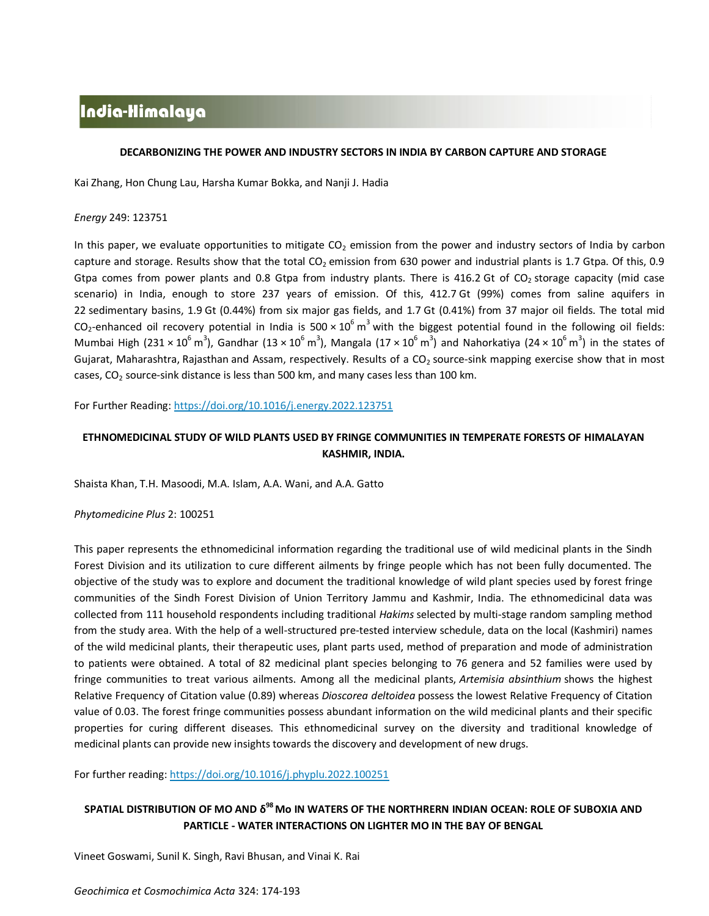# India-Himalaya

### DECARBONIZING THE POWER AND INDUSTRY SECTORS IN INDIA BY CARBON CAPTURE AND STORAGE

Kai Zhang, Hon Chung Lau, Harsha Kumar Bokka, and Nanji J. Hadia

*Energy* 249: 123751

In this paper, we evaluate opportunities to mitigate $CO_2$ emission from the power and industry sectors of India by carbon capture and storage. Results show that the total $CO_2$ emission from 630 power and industrial plants is 1.7 Gtpa. Of this, 0.9 Gtpa comes from power plants and 0.8 Gtpa from industry plants. There is 416.2 Gt of $CO_2$ storage capacity (mid case scenario) in India, enough to store 237 years of emission. Of this, 412.7 Gt (99%) comes from saline aquifers in 22 sedimentary basins, 1.9 Gt (0.44%) from six major gas fields, and 1.7 Gt (0.41%) from 37 major oil fields. The total mid $CO_2$-enhanced oil recovery potential in India is $500 \times 10^6$ $m^3$ with the biggest potential found in the following oil fields: Mumbai High ($231 \times 10^6$ $m^3$), Gandhar ($13 \times 10^6$ $m^3$), Mangala ($17 \times 10^6$ $m^3$) and Nahorkatiya ($24 \times 10^6$ $m^3$) in the states of Gujarat, Maharashtra, Rajasthan and Assam, respectively. Results of a $CO_2$ source-sink mapping exercise show that in most cases, $CO_2$ source-sink distance is less than 500 km, and many cases less than 100 km.

For Further Reading: https://doi.org/10.1016/j.energy.2022.123751

### ETHNOMEDICINAL STUDY OF WILD PLANTS USED BY FRINGE COMMUNITIES IN TEMPERATE FORESTS OF HIMALAYAN KASHMIR, INDIA.

Shaista Khan, T.H. Masoodi, M.A. Islam, A.A. Wani, and A.A. Gatto

*Phytomedicine Plus* 2: 100251

This paper represents the ethnomedicinal information regarding the traditional use of wild medicinal plants in the Sindh Forest Division and its utilization to cure different ailments by fringe people which has not been fully documented. The objective of the study was to explore and document the traditional knowledge of wild plant species used by forest fringe communities of the Sindh Forest Division of Union Territory Jammu and Kashmir, India. The ethnomedicinal data was collected from 111 household respondents including traditional *Hakims* selected by multi-stage random sampling method from the study area. With the help of a well-structured pre-tested interview schedule, data on the local (Kashmiri) names of the wild medicinal plants, their therapeutic uses, plant parts used, method of preparation and mode of administration to patients were obtained. A total of 82 medicinal plant species belonging to 76 genera and 52 families were used by fringe communities to treat various ailments. Among all the medicinal plants, *Artemisia absinthium* shows the highest Relative Frequency of Citation value (0.89) whereas *Dioscorea deltoidea* possess the lowest Relative Frequency of Citation value of 0.03. The forest fringe communities possess abundant information on the wild medicinal plants and their specific properties for curing different diseases. This ethnomedicinal survey on the diversity and traditional knowledge of medicinal plants can provide new insights towards the discovery and development of new drugs.

For further reading: https://doi.org/10.1016/j.phyplu.2022.100251

### SPATIAL DISTRIBUTION OF MO AND $\delta^{98}$Mo IN WATERS OF THE NORTHRERN INDIAN OCEAN: ROLE OF SUBOXIA AND PARTICLE - WATER INTERACTIONS ON LIGHTER MO IN THE BAY OF BENGAL

Vineet Goswami, Sunil K. Singh, Ravi Bhusan, and Vinai K. Rai

*Geochimica et Cosmochimica Acta* 324: 174-193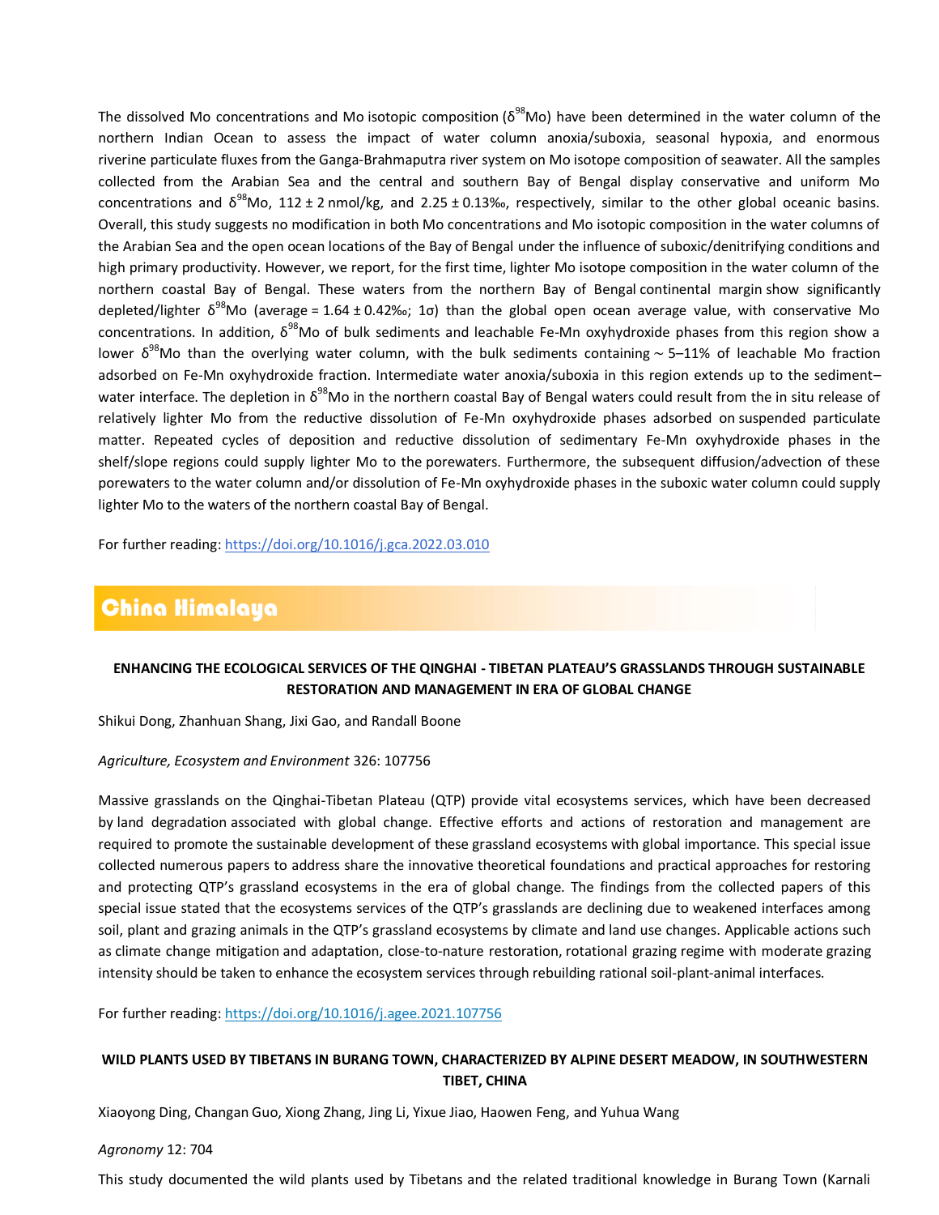The dissolved Mo concentrations and Mo isotopic composition ($\delta^{98}$Mo) have been determined in the water column of the northern Indian Ocean to assess the impact of water column anoxia/suboxia, seasonal hypoxia, and enormous riverine particulate fluxes from the Ganga-Brahmaputra river system on Mo isotope composition of seawater. All the samples collected from the Arabian Sea and the central and southern Bay of Bengal display conservative and uniform Mo concentrations and $\delta^{98}$Mo, 112 ± 2 nmol/kg, and 2.25 ± 0.13‰, respectively, similar to the other global oceanic basins. Overall, this study suggests no modification in both Mo concentrations and Mo isotopic composition in the water columns of the Arabian Sea and the open ocean locations of the Bay of Bengal under the influence of suboxic/denitrifying conditions and high primary productivity. However, we report, for the first time, lighter Mo isotope composition in the water column of the northern coastal Bay of Bengal. These waters from the northern Bay of Bengal continental margin show significantly depleted/lighter $\delta^{98}$Mo (average = 1.64 ± 0.42‰; 1σ) than the global open ocean average value, with conservative Mo concentrations. In addition, $\delta^{98}$Mo of bulk sediments and leachable Fe-Mn oxyhydroxide phases from this region show a lower $\delta^{98}$Mo than the overlying water column, with the bulk sediments containing ~ 5–11% of leachable Mo fraction adsorbed on Fe-Mn oxyhydroxide fraction. Intermediate water anoxia/suboxia in this region extends up to the sediment–water interface. The depletion in $\delta^{98}$Mo in the northern coastal Bay of Bengal waters could result from the in situ release of relatively lighter Mo from the reductive dissolution of Fe-Mn oxyhydroxide phases adsorbed on suspended particulate matter. Repeated cycles of deposition and reductive dissolution of sedimentary Fe-Mn oxyhydroxide phases in the shelf/slope regions could supply lighter Mo to the porewaters. Furthermore, the subsequent diffusion/advection of these porewaters to the water column and/or dissolution of Fe-Mn oxyhydroxide phases in the suboxic water column could supply lighter Mo to the waters of the northern coastal Bay of Bengal.

For further reading: https://doi.org/10.1016/j.gca.2022.03.010

## China Himalaya

### ENHANCING THE ECOLOGICAL SERVICES OF THE QINGHAI - TIBETAN PLATEAU'S GRASSLANDS THROUGH SUSTAINABLE RESTORATION AND MANAGEMENT IN ERA OF GLOBAL CHANGE

Shikui Dong, Zhanhuan Shang, Jixi Gao, and Randall Boone

*Agriculture, Ecosystem and Environment* 326: 107756

Massive grasslands on the Qinghai-Tibetan Plateau (QTP) provide vital ecosystems services, which have been decreased by land degradation associated with global change. Effective efforts and actions of restoration and management are required to promote the sustainable development of these grassland ecosystems with global importance. This special issue collected numerous papers to address share the innovative theoretical foundations and practical approaches for restoring and protecting QTP's grassland ecosystems in the era of global change. The findings from the collected papers of this special issue stated that the ecosystems services of the QTP's grasslands are declining due to weakened interfaces among soil, plant and grazing animals in the QTP's grassland ecosystems by climate and land use changes. Applicable actions such as climate change mitigation and adaptation, close-to-nature restoration, rotational grazing regime with moderate grazing intensity should be taken to enhance the ecosystem services through rebuilding rational soil-plant-animal interfaces.

For further reading: https://doi.org/10.1016/j.agee.2021.107756

### WILD PLANTS USED BY TIBETANS IN BURANG TOWN, CHARACTERIZED BY ALPINE DESERT MEADOW, IN SOUTHWESTERN TIBET, CHINA

Xiaoyong Ding, Changan Guo, Xiong Zhang, Jing Li, Yixue Jiao, Haowen Feng, and Yuhua Wang

*Agronomy* 12: 704

This study documented the wild plants used by Tibetans and the related traditional knowledge in Burang Town (Karnali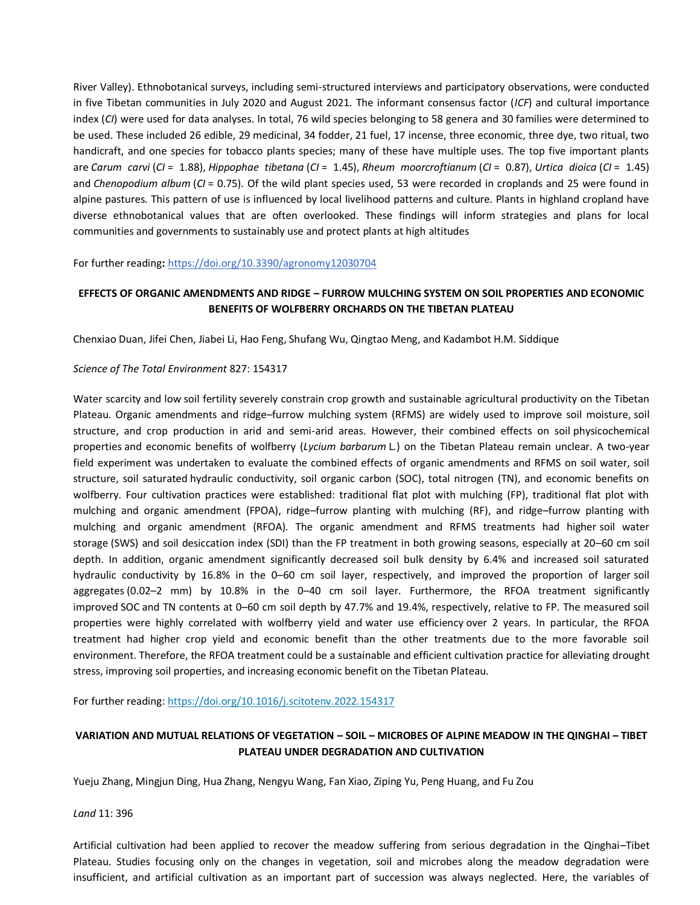River Valley). Ethnobotanical surveys, including semi-structured interviews and participatory observations, were conducted in five Tibetan communities in July 2020 and August 2021. The informant consensus factor (*ICF*) and cultural importance index (*CI*) were used for data analyses. In total, 76 wild species belonging to 58 genera and 30 families were determined to be used. These included 26 edible, 29 medicinal, 34 fodder, 21 fuel, 17 incense, three economic, three dye, two ritual, two handicraft, and one species for tobacco plants species; many of these have multiple uses. The top five important plants are *Carum carvi* (*CI* = 1.88), *Hippophae tibetana* (*CI* = 1.45), *Rheum moorcroftianum* (*CI* = 0.87), *Urtica dioica* (*CI* = 1.45) and *Chenopodium album* (*CI* = 0.75). Of the wild plant species used, 53 were recorded in croplands and 25 were found in alpine pastures. This pattern of use is influenced by local livelihood patterns and culture. Plants in highland cropland have diverse ethnobotanical values that are often overlooked. These findings will inform strategies and plans for local communities and governments to sustainably use and protect plants at high altitudes

For further reading**:** https://doi.org/10.3390/agronomy12030704

## EFFECTS OF ORGANIC AMENDMENTS AND RIDGE – FURROW MULCHING SYSTEM ON SOIL PROPERTIES AND ECONOMIC BENEFITS OF WOLFBERRY ORCHARDS ON THE TIBETAN PLATEAU

Chenxiao Duan, Jifei Chen, Jiabei Li, Hao Feng, Shufang Wu, Qingtao Meng, and Kadambot H.M. Siddique

*Science of The Total Environment* 827: 154317

Water scarcity and low soil fertility severely constrain crop growth and sustainable agricultural productivity on the Tibetan Plateau. Organic amendments and ridge–furrow mulching system (RFMS) are widely used to improve soil moisture, soil structure, and crop production in arid and semi-arid areas. However, their combined effects on soil physicochemical properties and economic benefits of wolfberry (*Lycium barbarum* L.) on the Tibetan Plateau remain unclear. A two-year field experiment was undertaken to evaluate the combined effects of organic amendments and RFMS on soil water, soil structure, soil saturated hydraulic conductivity, soil organic carbon (SOC), total nitrogen (TN), and economic benefits on wolfberry. Four cultivation practices were established: traditional flat plot with mulching (FP), traditional flat plot with mulching and organic amendment (FPOA), ridge–furrow planting with mulching (RF), and ridge–furrow planting with mulching and organic amendment (RFOA). The organic amendment and RFMS treatments had higher soil water storage (SWS) and soil desiccation index (SDI) than the FP treatment in both growing seasons, especially at 20–60 cm soil depth. In addition, organic amendment significantly decreased soil bulk density by 6.4% and increased soil saturated hydraulic conductivity by 16.8% in the 0–60 cm soil layer, respectively, and improved the proportion of larger soil aggregates (0.02–2 mm) by 10.8% in the 0–40 cm soil layer. Furthermore, the RFOA treatment significantly improved SOC and TN contents at 0–60 cm soil depth by 47.7% and 19.4%, respectively, relative to FP. The measured soil properties were highly correlated with wolfberry yield and water use efficiency over 2 years. In particular, the RFOA treatment had higher crop yield and economic benefit than the other treatments due to the more favorable soil environment. Therefore, the RFOA treatment could be a sustainable and efficient cultivation practice for alleviating drought stress, improving soil properties, and increasing economic benefit on the Tibetan Plateau.

For further reading: https://doi.org/10.1016/j.scitotenv.2022.154317

## VARIATION AND MUTUAL RELATIONS OF VEGETATION – SOIL – MICROBES OF ALPINE MEADOW IN THE QINGHAI – TIBET PLATEAU UNDER DEGRADATION AND CULTIVATION

Yueju Zhang, Mingjun Ding, Hua Zhang, Nengyu Wang, Fan Xiao, Ziping Yu, Peng Huang, and Fu Zou

*Land* 11: 396

Artificial cultivation had been applied to recover the meadow suffering from serious degradation in the Qinghai–Tibet Plateau. Studies focusing only on the changes in vegetation, soil and microbes along the meadow degradation were insufficient, and artificial cultivation as an important part of succession was always neglected. Here, the variables of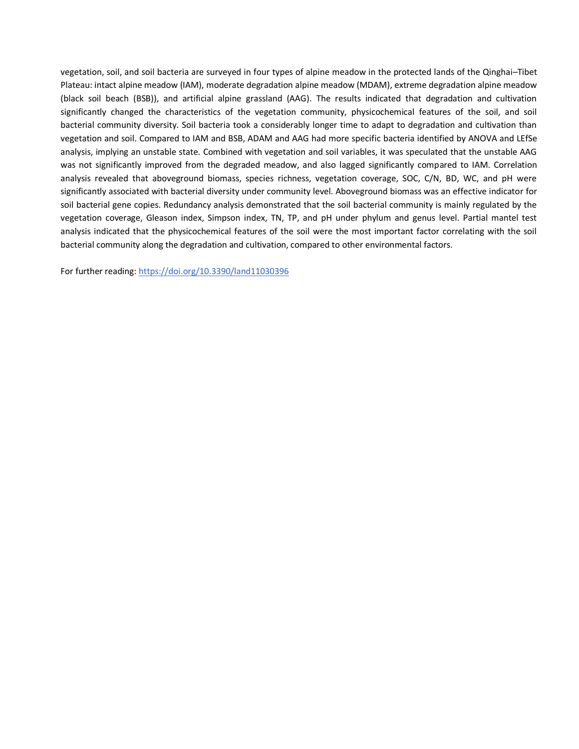vegetation, soil, and soil bacteria are surveyed in four types of alpine meadow in the protected lands of the Qinghai–Tibet Plateau: intact alpine meadow (IAM), moderate degradation alpine meadow (MDAM), extreme degradation alpine meadow (black soil beach (BSB)), and artificial alpine grassland (AAG). The results indicated that degradation and cultivation significantly changed the characteristics of the vegetation community, physicochemical features of the soil, and soil bacterial community diversity. Soil bacteria took a considerably longer time to adapt to degradation and cultivation than vegetation and soil. Compared to IAM and BSB, ADAM and AAG had more specific bacteria identified by ANOVA and LEfSe analysis, implying an unstable state. Combined with vegetation and soil variables, it was speculated that the unstable AAG was not significantly improved from the degraded meadow, and also lagged significantly compared to IAM. Correlation analysis revealed that aboveground biomass, species richness, vegetation coverage, SOC, C/N, BD, WC, and pH were significantly associated with bacterial diversity under community level. Aboveground biomass was an effective indicator for soil bacterial gene copies. Redundancy analysis demonstrated that the soil bacterial community is mainly regulated by the vegetation coverage, Gleason index, Simpson index, TN, TP, and pH under phylum and genus level. Partial mantel test analysis indicated that the physicochemical features of the soil were the most important factor correlating with the soil bacterial community along the degradation and cultivation, compared to other environmental factors.

For further reading: https://doi.org/10.3390/land11030396